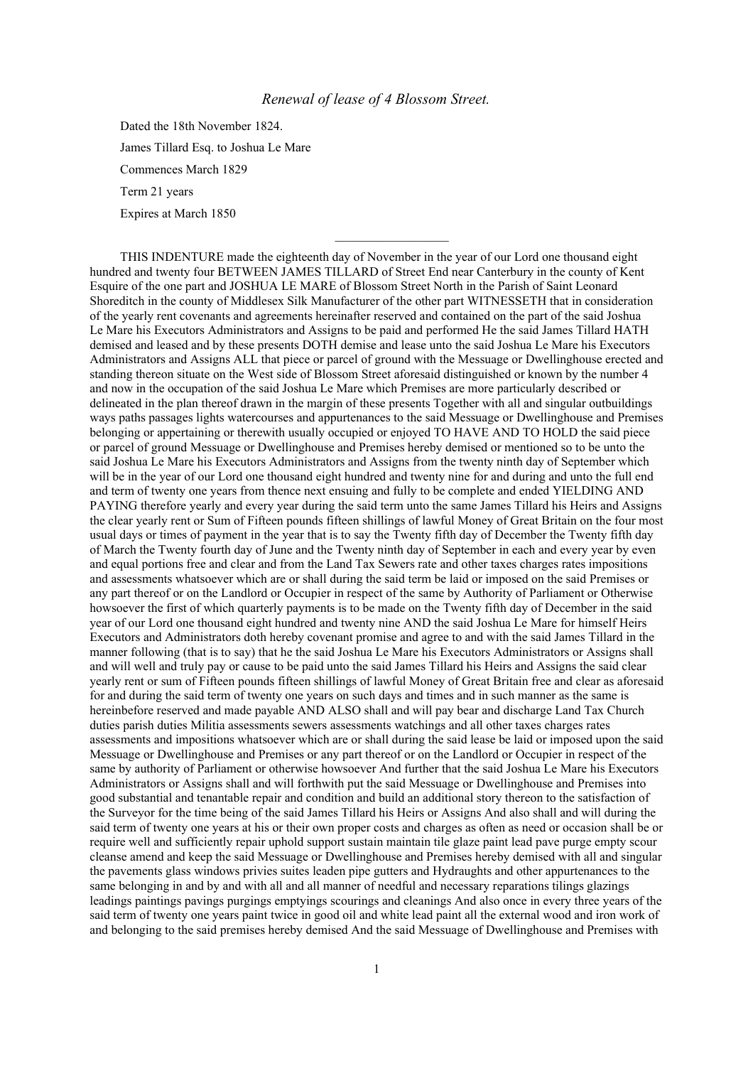*Renewal of lease of 4 Blossom Street.*

Dated the 18th November 1824.

James Tillard Esq. to Joshua Le Mare

Commences March 1829

Term 21 years

Expires at March 1850

---

THIS INDENTURE made the eighteenth day of November in the year of our Lord one thousand eight hundred and twenty four BETWEEN JAMES TILLARD of Street End near Canterbury in the county of Kent Esquire of the one part and JOSHUA LE MARE of Blossom Street North in the Parish of Saint Leonard Shoreditch in the county of Middlesex Silk Manufacturer of the other part WITNESSETH that in consideration of the yearly rent covenants and agreements hereinafter reserved and contained on the part of the said Joshua Le Mare his Executors Administrators and Assigns to be paid and performed He the said James Tillard HATH demised and leased and by these presents DOTH demise and lease unto the said Joshua Le Mare his Executors Administrators and Assigns ALL that piece or parcel of ground with the Messuage or Dwellinghouse erected and standing thereon situate on the West side of Blossom Street aforesaid distinguished or known by the number 4 and now in the occupation of the said Joshua Le Mare which Premises are more particularly described or delineated in the plan thereof drawn in the margin of these presents Together with all and singular outbuildings ways paths passages lights watercourses and appurtenances to the said Messuage or Dwellinghouse and Premises belonging or appertaining or therewith usually occupied or enjoyed TO HAVE AND TO HOLD the said piece or parcel of ground Messuage or Dwellinghouse and Premises hereby demised or mentioned so to be unto the said Joshua Le Mare his Executors Administrators and Assigns from the twenty ninth day of September which will be in the year of our Lord one thousand eight hundred and twenty nine for and during and unto the full end and term of twenty one years from thence next ensuing and fully to be complete and ended YIELDING AND PAYING therefore yearly and every year during the said term unto the same James Tillard his Heirs and Assigns the clear yearly rent or Sum of Fifteen pounds fifteen shillings of lawful Money of Great Britain on the four most usual days or times of payment in the year that is to say the Twenty fifth day of December the Twenty fifth day of March the Twenty fourth day of June and the Twenty ninth day of September in each and every year by even and equal portions free and clear and from the Land Tax Sewers rate and other taxes charges rates impositions and assessments whatsoever which are or shall during the said term be laid or imposed on the said Premises or any part thereof or on the Landlord or Occupier in respect of the same by Authority of Parliament or Otherwise howsoever the first of which quarterly payments is to be made on the Twenty fifth day of December in the said year of our Lord one thousand eight hundred and twenty nine AND the said Joshua Le Mare for himself Heirs Executors and Administrators doth hereby covenant promise and agree to and with the said James Tillard in the manner following (that is to say) that he the said Joshua Le Mare his Executors Administrators or Assigns shall and will well and truly pay or cause to be paid unto the said James Tillard his Heirs and Assigns the said clear yearly rent or sum of Fifteen pounds fifteen shillings of lawful Money of Great Britain free and clear as aforesaid for and during the said term of twenty one years on such days and times and in such manner as the same is hereinbefore reserved and made payable AND ALSO shall and will pay bear and discharge Land Tax Church duties parish duties Militia assessments sewers assessments watchings and all other taxes charges rates assessments and impositions whatsoever which are or shall during the said lease be laid or imposed upon the said Messuage or Dwellinghouse and Premises or any part thereof or on the Landlord or Occupier in respect of the same by authority of Parliament or otherwise howsoever And further that the said Joshua Le Mare his Executors Administrators or Assigns shall and will forthwith put the said Messuage or Dwellinghouse and Premises into good substantial and tenantable repair and condition and build an additional story thereon to the satisfaction of the Surveyor for the time being of the said James Tillard his Heirs or Assigns And also shall and will during the said term of twenty one years at his or their own proper costs and charges as often as need or occasion shall be or require well and sufficiently repair uphold support sustain maintain tile glaze paint lead pave purge empty scour cleanse amend and keep the said Messuage or Dwellinghouse and Premises hereby demised with all and singular the pavements glass windows privies suites leaden pipe gutters and Hydraughts and other appurtenances to the same belonging in and by and with all and all manner of needful and necessary reparations tilings glazings leadings paintings pavings purgings emptyings scourings and cleanings And also once in every three years of the said term of twenty one years paint twice in good oil and white lead paint all the external wood and iron work of and belonging to the said premises hereby demised And the said Messuage of Dwellinghouse and Premises with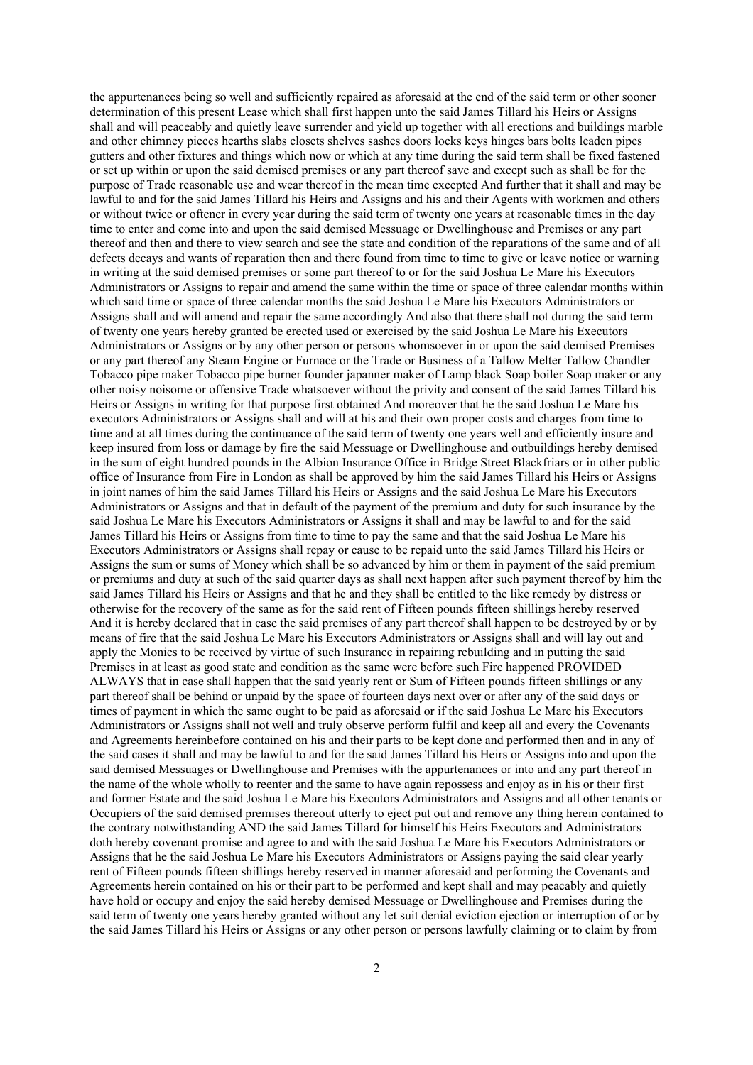the appurtenances being so well and sufficiently repaired as aforesaid at the end of the said term or other sooner determination of this present Lease which shall first happen unto the said James Tillard his Heirs or Assigns shall and will peaceably and quietly leave surrender and yield up together with all erections and buildings marble and other chimney pieces hearths slabs closets shelves sashes doors locks keys hinges bars bolts leaden pipes gutters and other fixtures and things which now or which at any time during the said term shall be fixed fastened or set up within or upon the said demised premises or any part thereof save and except such as shall be for the purpose of Trade reasonable use and wear thereof in the mean time excepted And further that it shall and may be lawful to and for the said James Tillard his Heirs and Assigns and his and their Agents with workmen and others or without twice or oftener in every year during the said term of twenty one years at reasonable times in the day time to enter and come into and upon the said demised Messuage or Dwellinghouse and Premises or any part thereof and then and there to view search and see the state and condition of the reparations of the same and of all defects decays and wants of reparation then and there found from time to time to give or leave notice or warning in writing at the said demised premises or some part thereof to or for the said Joshua Le Mare his Executors Administrators or Assigns to repair and amend the same within the time or space of three calendar months within which said time or space of three calendar months the said Joshua Le Mare his Executors Administrators or Assigns shall and will amend and repair the same accordingly And also that there shall not during the said term of twenty one years hereby granted be erected used or exercised by the said Joshua Le Mare his Executors Administrators or Assigns or by any other person or persons whomsoever in or upon the said demised Premises or any part thereof any Steam Engine or Furnace or the Trade or Business of a Tallow Melter Tallow Chandler Tobacco pipe maker Tobacco pipe burner founder japanner maker of Lamp black Soap boiler Soap maker or any other noisy noisome or offensive Trade whatsoever without the privity and consent of the said James Tillard his Heirs or Assigns in writing for that purpose first obtained And moreover that he the said Joshua Le Mare his executors Administrators or Assigns shall and will at his and their own proper costs and charges from time to time and at all times during the continuance of the said term of twenty one years well and efficiently insure and keep insured from loss or damage by fire the said Messuage or Dwellinghouse and outbuildings hereby demised in the sum of eight hundred pounds in the Albion Insurance Office in Bridge Street Blackfriars or in other public office of Insurance from Fire in London as shall be approved by him the said James Tillard his Heirs or Assigns in joint names of him the said James Tillard his Heirs or Assigns and the said Joshua Le Mare his Executors Administrators or Assigns and that in default of the payment of the premium and duty for such insurance by the said Joshua Le Mare his Executors Administrators or Assigns it shall and may be lawful to and for the said James Tillard his Heirs or Assigns from time to time to pay the same and that the said Joshua Le Mare his Executors Administrators or Assigns shall repay or cause to be repaid unto the said James Tillard his Heirs or Assigns the sum or sums of Money which shall be so advanced by him or them in payment of the said premium or premiums and duty at such of the said quarter days as shall next happen after such payment thereof by him the said James Tillard his Heirs or Assigns and that he and they shall be entitled to the like remedy by distress or otherwise for the recovery of the same as for the said rent of Fifteen pounds fifteen shillings hereby reserved And it is hereby declared that in case the said premises of any part thereof shall happen to be destroyed by or by means of fire that the said Joshua Le Mare his Executors Administrators or Assigns shall and will lay out and apply the Monies to be received by virtue of such Insurance in repairing rebuilding and in putting the said Premises in at least as good state and condition as the same were before such Fire happened PROVIDED ALWAYS that in case shall happen that the said yearly rent or Sum of Fifteen pounds fifteen shillings or any part thereof shall be behind or unpaid by the space of fourteen days next over or after any of the said days or times of payment in which the same ought to be paid as aforesaid or if the said Joshua Le Mare his Executors Administrators or Assigns shall not well and truly observe perform fulfil and keep all and every the Covenants and Agreements hereinbefore contained on his and their parts to be kept done and performed then and in any of the said cases it shall and may be lawful to and for the said James Tillard his Heirs or Assigns into and upon the said demised Messuages or Dwellinghouse and Premises with the appurtenances or into and any part thereof in the name of the whole wholly to reenter and the same to have again repossess and enjoy as in his or their first and former Estate and the said Joshua Le Mare his Executors Administrators and Assigns and all other tenants or Occupiers of the said demised premises thereout utterly to eject put out and remove any thing herein contained to the contrary notwithstanding AND the said James Tillard for himself his Heirs Executors and Administrators doth hereby covenant promise and agree to and with the said Joshua Le Mare his Executors Administrators or Assigns that he the said Joshua Le Mare his Executors Administrators or Assigns paying the said clear yearly rent of Fifteen pounds fifteen shillings hereby reserved in manner aforesaid and performing the Covenants and Agreements herein contained on his or their part to be performed and kept shall and may peacably and quietly have hold or occupy and enjoy the said hereby demised Messuage or Dwellinghouse and Premises during the said term of twenty one years hereby granted without any let suit denial eviction ejection or interruption of or by the said James Tillard his Heirs or Assigns or any other person or persons lawfully claiming or to claim by from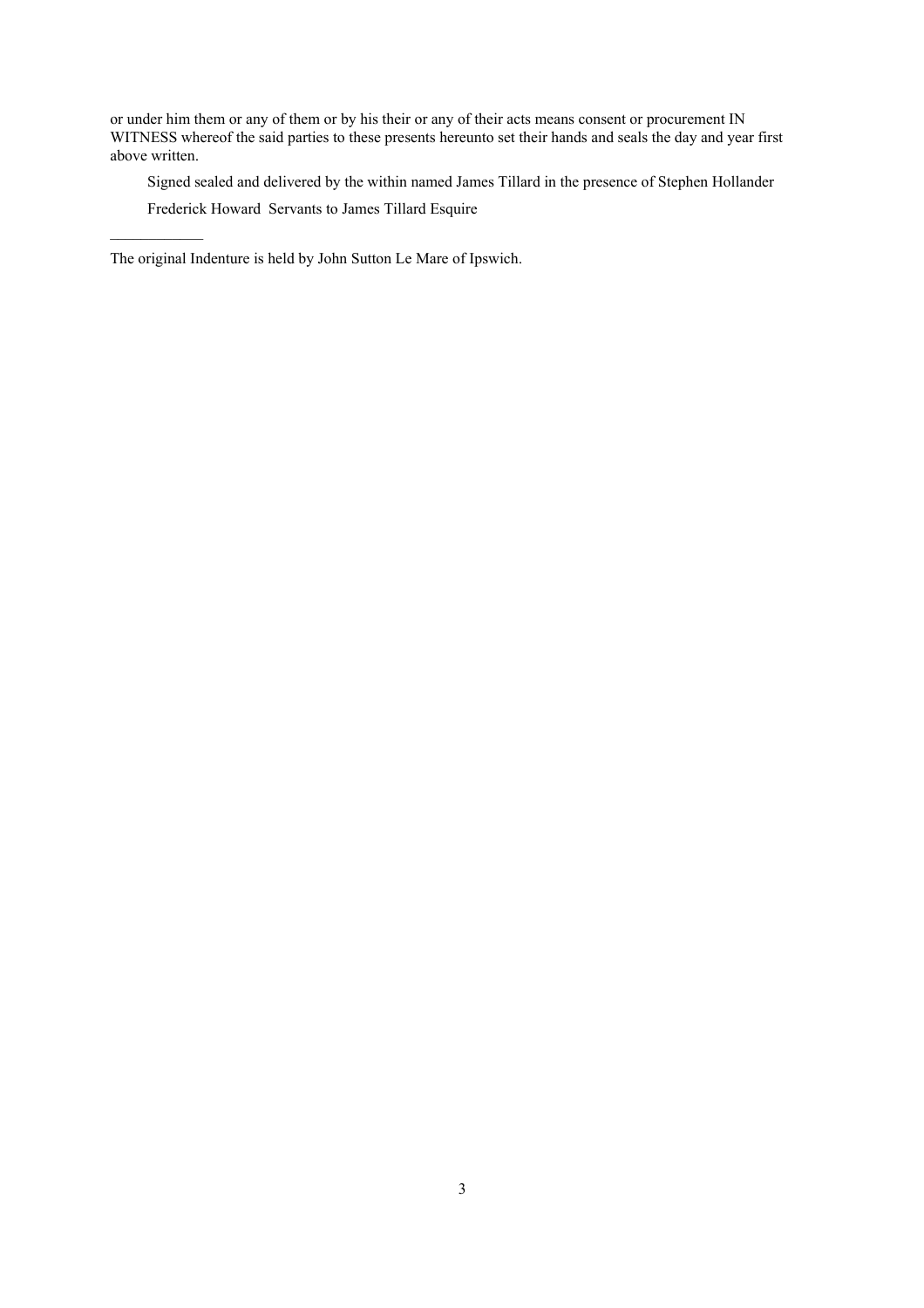or under him them or any of them or by his their or any of their acts means consent or procurement IN WITNESS whereof the said parties to these presents hereunto set their hands and seals the day and year first above written.

Signed sealed and delivered by the within named James Tillard in the presence of Stephen Hollander

Frederick Howard  Servants to James Tillard Esquire

---

The original Indenture is held by John Sutton Le Mare of Ipswich.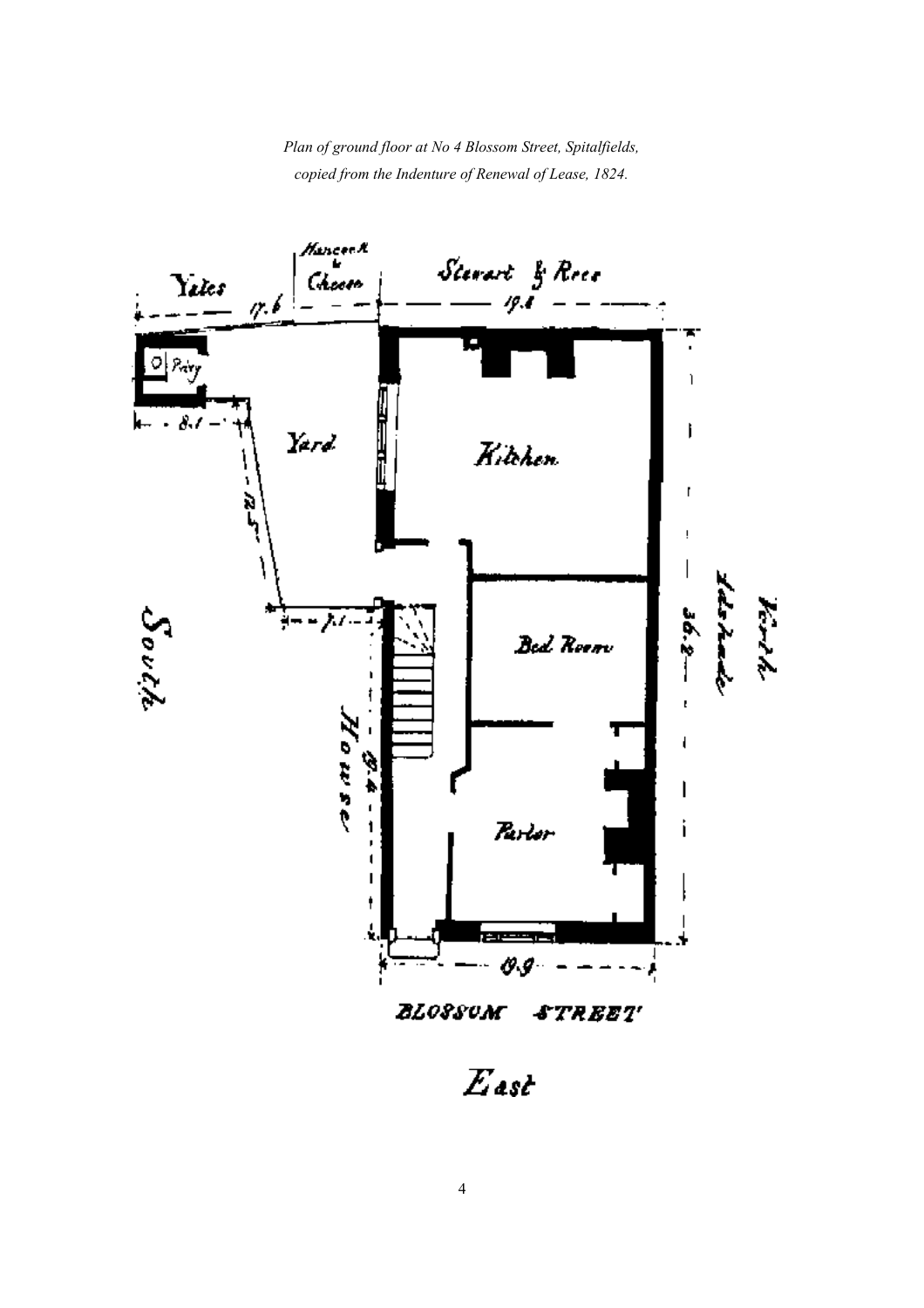*Plan of ground floor at No 4 Blossom Street, Spitalfields,*
*copied from the Indenture of Renewal of Lease, 1824.*

Yates
17.6
Hancock & Cheese
Stewart & Rees
19.8
Privy
8.1
Yard
12.5
Kitchen
7.1
Bed Room
South
House
24
36.2
Ashmole
North
Parlor
19.9
BLOSSOM STREET
East